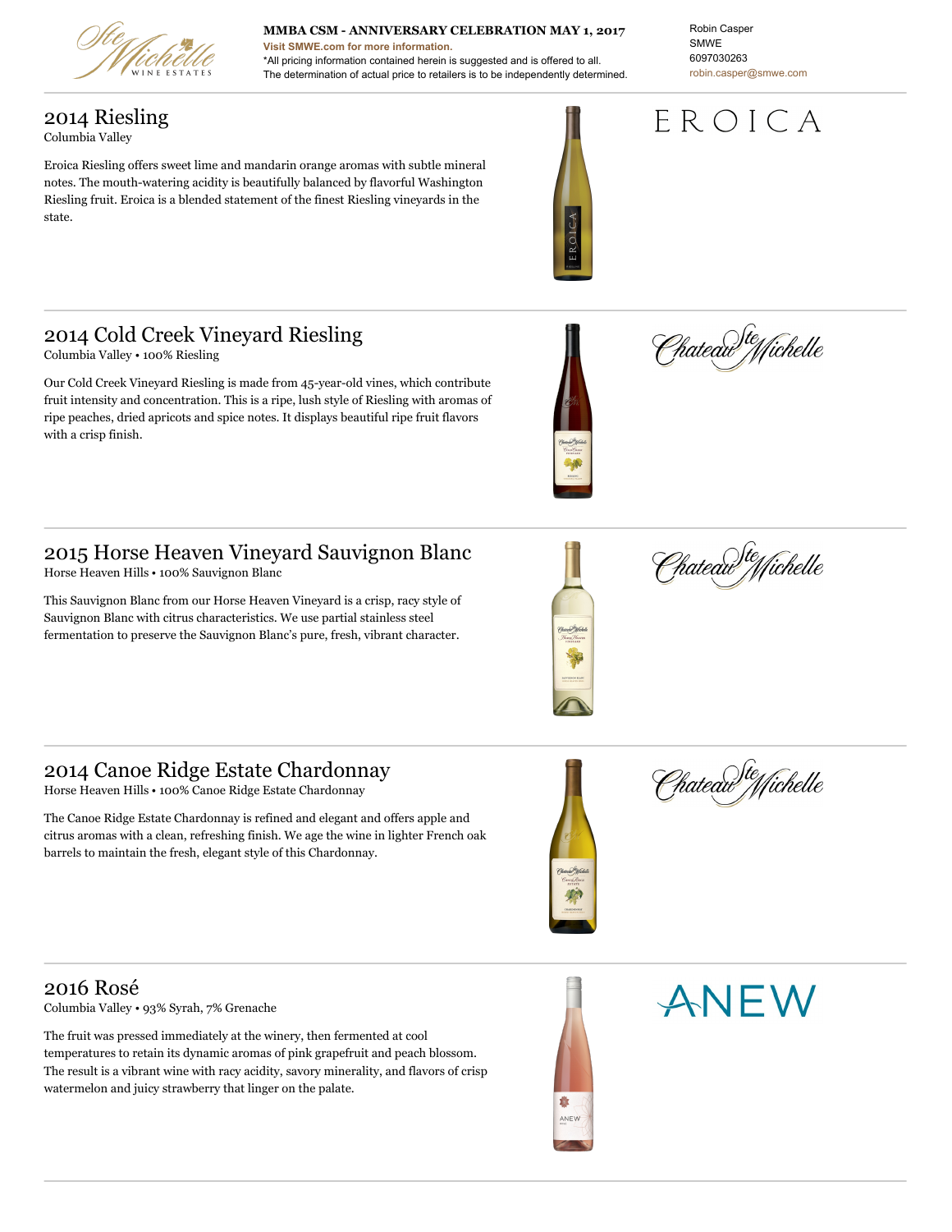Ste Michelle WINE ESTATES

**MMBA CSM - ANNIVERSARY CELEBRATION MAY 1, 2017**
Visit SMWE.com for more information.
*All pricing information contained herein is suggested and is offered to all.
The determination of actual price to retailers is to be independently determined.

Robin Casper
SMWE
6097030263
robin.casper@smwe.com

---

## 2014 Riesling

Columbia Valley

Eroica Riesling offers sweet lime and mandarin orange aromas with subtle mineral notes. The mouth-watering acidity is beautifully balanced by flavorful Washington Riesling fruit. Eroica is a blended statement of the finest Riesling vineyards in the state.

EROICA

---

## 2014 Cold Creek Vineyard Riesling

Columbia Valley • 100% Riesling

Our Cold Creek Vineyard Riesling is made from 45-year-old vines, which contribute fruit intensity and concentration. This is a ripe, lush style of Riesling with aromas of ripe peaches, dried apricots and spice notes. It displays beautiful ripe fruit flavors with a crisp finish.

Chateau Ste Michelle

---

## 2015 Horse Heaven Vineyard Sauvignon Blanc

Horse Heaven Hills • 100% Sauvignon Blanc

This Sauvignon Blanc from our Horse Heaven Vineyard is a crisp, racy style of Sauvignon Blanc with citrus characteristics. We use partial stainless steel fermentation to preserve the Sauvignon Blanc's pure, fresh, vibrant character.

Chateau Ste Michelle

---

## 2014 Canoe Ridge Estate Chardonnay

Horse Heaven Hills • 100% Canoe Ridge Estate Chardonnay

The Canoe Ridge Estate Chardonnay is refined and elegant and offers apple and citrus aromas with a clean, refreshing finish. We age the wine in lighter French oak barrels to maintain the fresh, elegant style of this Chardonnay.

Chateau Ste Michelle

---

## 2016 Rosé

Columbia Valley • 93% Syrah, 7% Grenache

The fruit was pressed immediately at the winery, then fermented at cool temperatures to retain its dynamic aromas of pink grapefruit and peach blossom. The result is a vibrant wine with racy acidity, savory minerality, and flavors of crisp watermelon and juicy strawberry that linger on the palate.

ANEW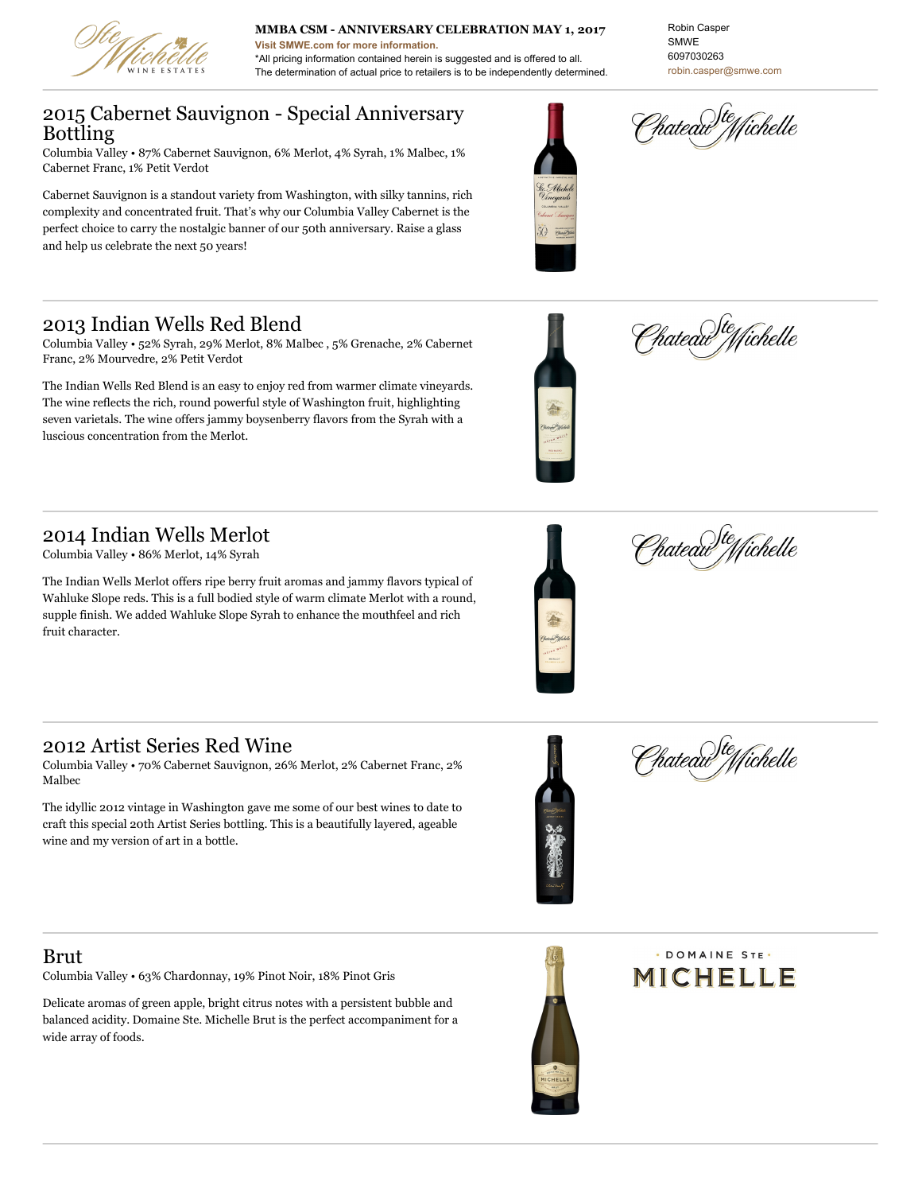MMBA CSM - ANNIVERSARY CELEBRATION MAY 1, 2017

Visit SMWE.com for more information.

*All pricing information contained herein is suggested and is offered to all. The determination of actual price to retailers is to be independently determined.

Robin Casper
SMWE
6097030263
robin.casper@smwe.com

## 2015 Cabernet Sauvignon - Special Anniversary Bottling

Columbia Valley • 87% Cabernet Sauvignon, 6% Merlot, 4% Syrah, 1% Malbec, 1% Cabernet Franc, 1% Petit Verdot

Cabernet Sauvignon is a standout variety from Washington, with silky tannins, rich complexity and concentrated fruit. That's why our Columbia Valley Cabernet is the perfect choice to carry the nostalgic banner of our 50th anniversary. Raise a glass and help us celebrate the next 50 years!

Chateau Ste Michelle

## 2013 Indian Wells Red Blend

Columbia Valley • 52% Syrah, 29% Merlot, 8% Malbec , 5% Grenache, 2% Cabernet Franc, 2% Mourvedre, 2% Petit Verdot

The Indian Wells Red Blend is an easy to enjoy red from warmer climate vineyards. The wine reflects the rich, round powerful style of Washington fruit, highlighting seven varietals. The wine offers jammy boysenberry flavors from the Syrah with a luscious concentration from the Merlot.

Chateau Ste Michelle

## 2014 Indian Wells Merlot

Columbia Valley • 86% Merlot, 14% Syrah

The Indian Wells Merlot offers ripe berry fruit aromas and jammy flavors typical of Wahluke Slope reds. This is a full bodied style of warm climate Merlot with a round, supple finish. We added Wahluke Slope Syrah to enhance the mouthfeel and rich fruit character.

Chateau Ste Michelle

## 2012 Artist Series Red Wine

Columbia Valley • 70% Cabernet Sauvignon, 26% Merlot, 2% Cabernet Franc, 2% Malbec

The idyllic 2012 vintage in Washington gave me some of our best wines to date to craft this special 20th Artist Series bottling. This is a beautifully layered, ageable wine and my version of art in a bottle.

Chateau Ste Michelle

## Brut

Columbia Valley • 63% Chardonnay, 19% Pinot Noir, 18% Pinot Gris

Delicate aromas of green apple, bright citrus notes with a persistent bubble and balanced acidity. Domaine Ste. Michelle Brut is the perfect accompaniment for a wide array of foods.

Domaine Ste Michelle